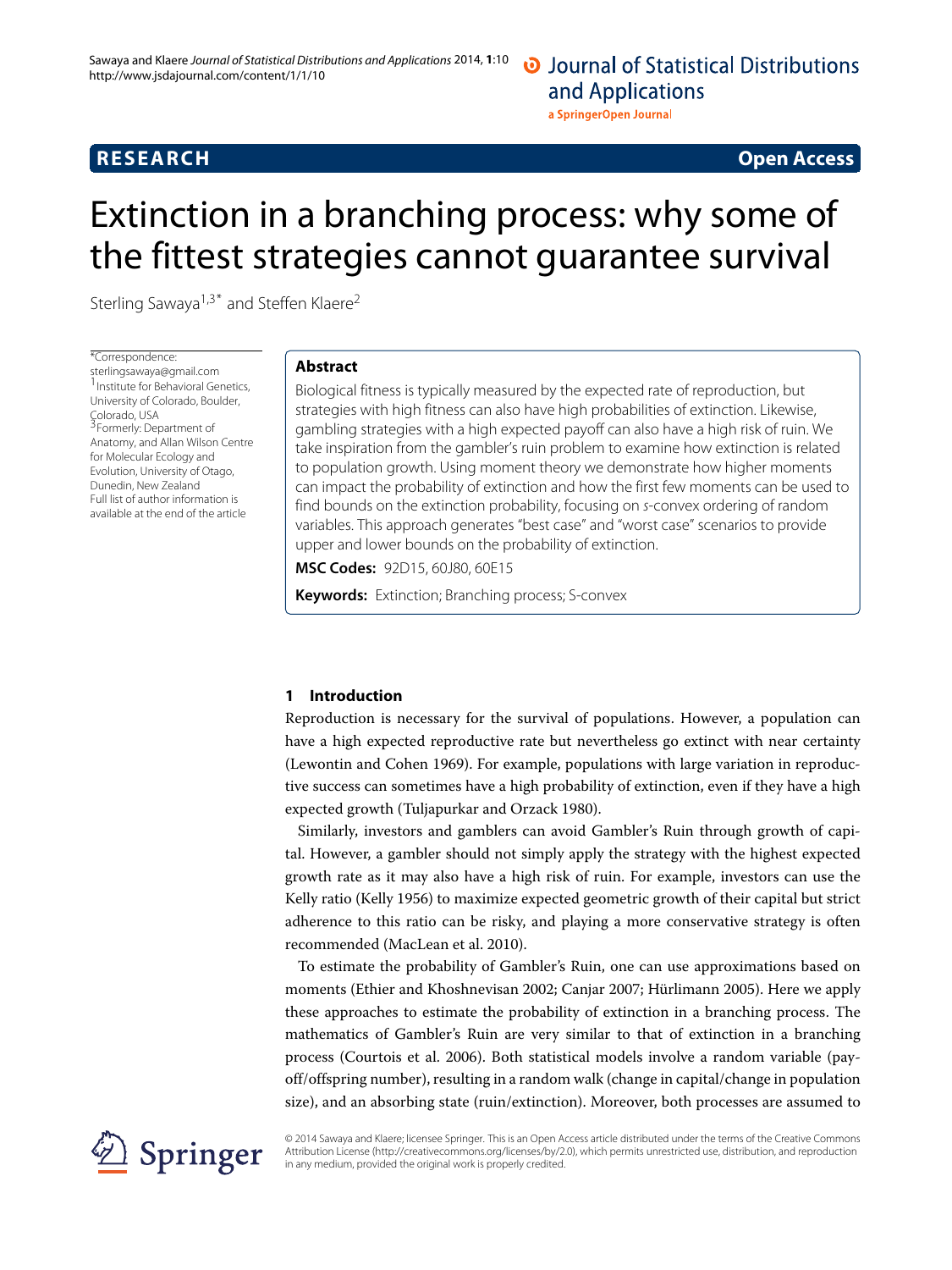**RESEARCH** **Open Access**

# Extinction in a branching process: why some of the fittest strategies cannot guarantee survival

Sterling Sawaya[1,3*] and Steffen Klaere[2]

*Correspondence: sterlingsawaya@gmail.com
[1]Institute for Behavioral Genetics, University of Colorado, Boulder, Colorado, USA
[3]Formerly: Department of Anatomy, and Allan Wilson Centre for Molecular Ecology and Evolution, University of Otago, Dunedin, New Zealand
Full list of author information is available at the end of the article

## Abstract

Biological fitness is typically measured by the expected rate of reproduction, but strategies with high fitness can also have high probabilities of extinction. Likewise, gambling strategies with a high expected payoff can also have a high risk of ruin. We take inspiration from the gambler's ruin problem to examine how extinction is related to population growth. Using moment theory we demonstrate how higher moments can impact the probability of extinction and how the first few moments can be used to find bounds on the extinction probability, focusing on *s*-convex ordering of random variables. This approach generates "best case" and "worst case" scenarios to provide upper and lower bounds on the probability of extinction.

**MSC Codes:** 92D15, 60J80, 60E15

**Keywords:** Extinction; Branching process; S-convex

## 1 Introduction

Reproduction is necessary for the survival of populations. However, a population can have a high expected reproductive rate but nevertheless go extinct with near certainty (Lewontin and Cohen 1969). For example, populations with large variation in reproductive success can sometimes have a high probability of extinction, even if they have a high expected growth (Tuljapurkar and Orzack 1980).

Similarly, investors and gamblers can avoid Gambler's Ruin through growth of capital. However, a gambler should not simply apply the strategy with the highest expected growth rate as it may also have a high risk of ruin. For example, investors can use the Kelly ratio (Kelly 1956) to maximize expected geometric growth of their capital but strict adherence to this ratio can be risky, and playing a more conservative strategy is often recommended (MacLean et al. 2010).

To estimate the probability of Gambler's Ruin, one can use approximations based on moments (Ethier and Khoshnevisan 2002; Canjar 2007; Hürlimann 2005). Here we apply these approaches to estimate the probability of extinction in a branching process. The mathematics of Gambler's Ruin are very similar to that of extinction in a branching process (Courtois et al. 2006). Both statistical models involve a random variable (payoff/offspring number), resulting in a random walk (change in capital/change in population size), and an absorbing state (ruin/extinction). Moreover, both processes are assumed to

© 2014 Sawaya and Klaere; licensee Springer. This is an Open Access article distributed under the terms of the Creative Commons Attribution License (http://creativecommons.org/licenses/by/2.0), which permits unrestricted use, distribution, and reproduction in any medium, provided the original work is properly credited.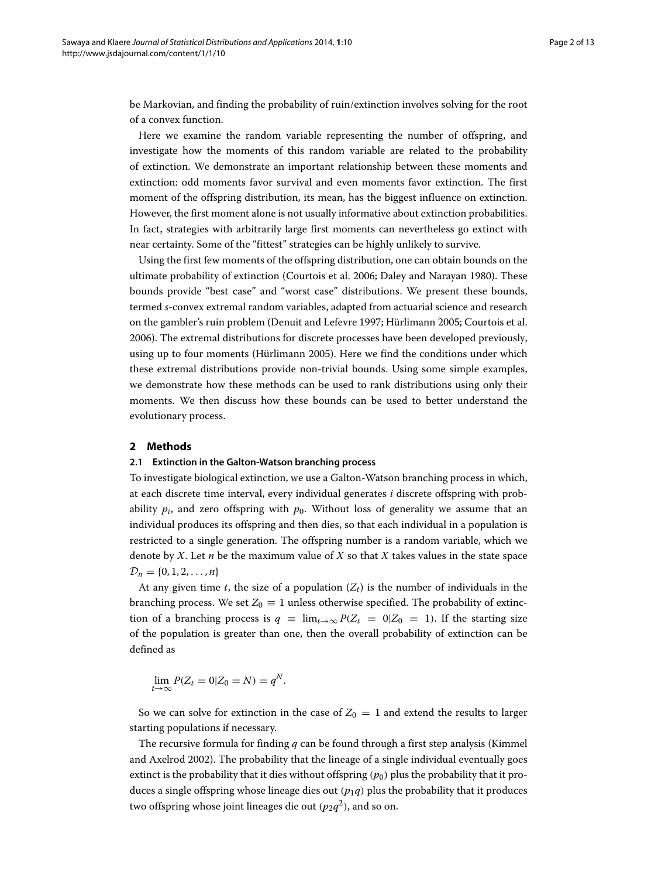be Markovian, and finding the probability of ruin/extinction involves solving for the root of a convex function.

Here we examine the random variable representing the number of offspring, and investigate how the moments of this random variable are related to the probability of extinction. We demonstrate an important relationship between these moments and extinction: odd moments favor survival and even moments favor extinction. The first moment of the offspring distribution, its mean, has the biggest influence on extinction. However, the first moment alone is not usually informative about extinction probabilities. In fact, strategies with arbitrarily large first moments can nevertheless go extinct with near certainty. Some of the "fittest" strategies can be highly unlikely to survive.

Using the first few moments of the offspring distribution, one can obtain bounds on the ultimate probability of extinction (Courtois et al. 2006; Daley and Narayan 1980). These bounds provide "best case" and "worst case" distributions. We present these bounds, termed *s*-convex extremal random variables, adapted from actuarial science and research on the gambler's ruin problem (Denuit and Lefevre 1997; Hürlimann 2005; Courtois et al. 2006). The extremal distributions for discrete processes have been developed previously, using up to four moments (Hürlimann 2005). Here we find the conditions under which these extremal distributions provide non-trivial bounds. Using some simple examples, we demonstrate how these methods can be used to rank distributions using only their moments. We then discuss how these bounds can be used to better understand the evolutionary process.

## 2 Methods

### 2.1 Extinction in the Galton-Watson branching process

To investigate biological extinction, we use a Galton-Watson branching process in which, at each discrete time interval, every individual generates $i$ discrete offspring with probability $p_i$, and zero offspring with $p_0$. Without loss of generality we assume that an individual produces its offspring and then dies, so that each individual in a population is restricted to a single generation. The offspring number is a random variable, which we denote by $X$. Let $n$ be the maximum value of $X$ so that $X$ takes values in the state space $\mathcal{D}_n = \{0, 1, 2, \ldots, n\}$

At any given time $t$, the size of a population ($Z_t$) is the number of individuals in the branching process. We set $Z_0 \equiv 1$ unless otherwise specified. The probability of extinction of a branching process is $q \equiv \lim_{t\to\infty} P(Z_t = 0|Z_0 = 1)$. If the starting size of the population is greater than one, then the overall probability of extinction can be defined as

$$\lim_{t\to\infty} P(Z_t = 0|Z_0 = N) = q^N.$$

So we can solve for extinction in the case of $Z_0 = 1$ and extend the results to larger starting populations if necessary.

The recursive formula for finding $q$ can be found through a first step analysis (Kimmel and Axelrod 2002). The probability that the lineage of a single individual eventually goes extinct is the probability that it dies without offspring ($p_0$) plus the probability that it produces a single offspring whose lineage dies out ($p_1 q$) plus the probability that it produces two offspring whose joint lineages die out ($p_2 q^2$), and so on.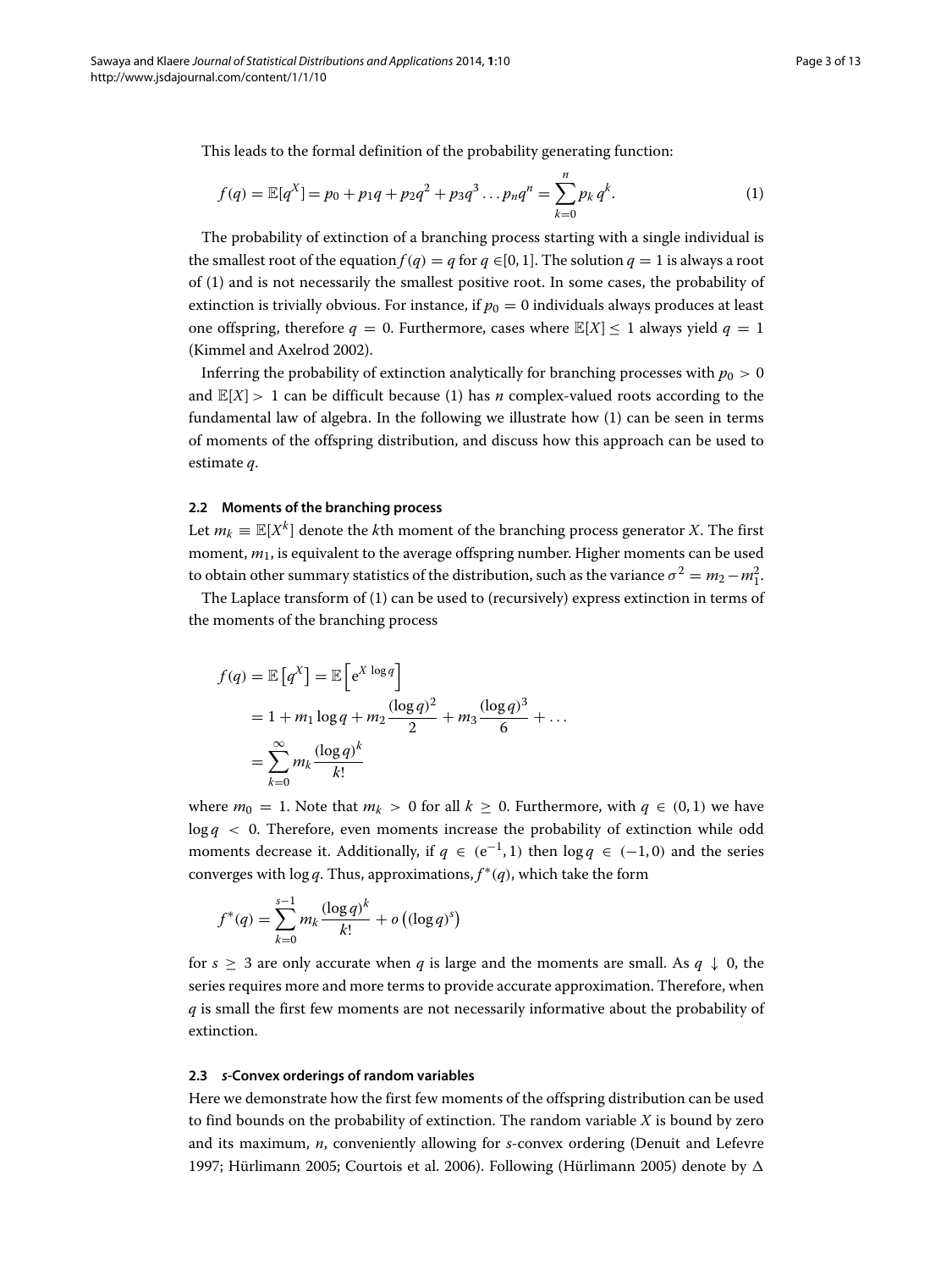This leads to the formal definition of the probability generating function:

$$f(q) = \mathbb{E}[q^X] = p_0 + p_1 q + p_2 q^2 + p_3 q^3 \dots p_n q^n = \sum_{k=0}^{n} p_k \, q^k. \tag{1}$$

The probability of extinction of a branching process starting with a single individual is the smallest root of the equation $f(q) = q$ for $q \in [0, 1]$. The solution $q = 1$ is always a root of (1) and is not necessarily the smallest positive root. In some cases, the probability of extinction is trivially obvious. For instance, if $p_0 = 0$ individuals always produces at least one offspring, therefore $q = 0$. Furthermore, cases where $\mathbb{E}[X] \leq 1$ always yield $q = 1$ (Kimmel and Axelrod 2002).

Inferring the probability of extinction analytically for branching processes with $p_0 > 0$ and $\mathbb{E}[X] > 1$ can be difficult because (1) has $n$ complex-valued roots according to the fundamental law of algebra. In the following we illustrate how (1) can be seen in terms of moments of the offspring distribution, and discuss how this approach can be used to estimate $q$.

### 2.2 Moments of the branching process

Let $m_k \equiv \mathbb{E}[X^k]$ denote the $k$th moment of the branching process generator $X$. The first moment, $m_1$, is equivalent to the average offspring number. Higher moments can be used to obtain other summary statistics of the distribution, such as the variance $\sigma^2 = m_2 - m_1^2$.

The Laplace transform of (1) can be used to (recursively) express extinction in terms of the moments of the branching process

$$\begin{aligned}
f(q) &= \mathbb{E}\left[q^X\right] = \mathbb{E}\left[e^{X \log q}\right] \\
&= 1 + m_1 \log q + m_2 \frac{(\log q)^2}{2} + m_3 \frac{(\log q)^3}{6} + \dots \\
&= \sum_{k=0}^{\infty} m_k \frac{(\log q)^k}{k!}
\end{aligned}$$

where $m_0 = 1$. Note that $m_k > 0$ for all $k \geq 0$. Furthermore, with $q \in (0, 1)$ we have $\log q < 0$. Therefore, even moments increase the probability of extinction while odd moments decrease it. Additionally, if $q \in (e^{-1}, 1)$ then $\log q \in (-1, 0)$ and the series converges with $\log q$. Thus, approximations, $f^*(q)$, which take the form

$$f^*(q) = \sum_{k=0}^{s-1} m_k \frac{(\log q)^k}{k!} + o\left((\log q)^s\right)$$

for $s \geq 3$ are only accurate when $q$ is large and the moments are small. As $q \downarrow 0$, the series requires more and more terms to provide accurate approximation. Therefore, when $q$ is small the first few moments are not necessarily informative about the probability of extinction.

### 2.3 *s*-Convex orderings of random variables

Here we demonstrate how the first few moments of the offspring distribution can be used to find bounds on the probability of extinction. The random variable $X$ is bound by zero and its maximum, $n$, conveniently allowing for $s$-convex ordering (Denuit and Lefevre 1997; Hürlimann 2005; Courtois et al. 2006). Following (Hürlimann 2005) denote by $\Delta$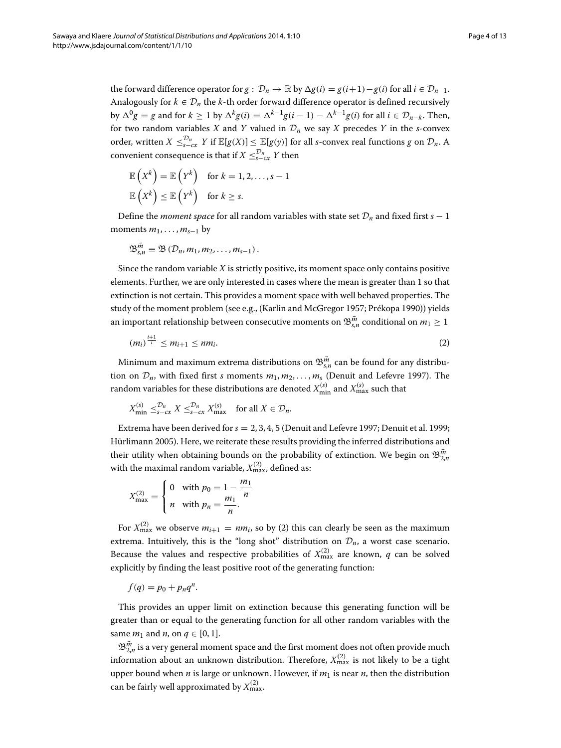the forward difference operator for $g : \mathcal{D}_n \to \mathbb{R}$ by $\Delta g(i) = g(i+1) - g(i)$ for all $i \in \mathcal{D}_{n-1}$. Analogously for $k \in \mathcal{D}_n$ the $k$-th order forward difference operator is defined recursively by $\Delta^0 g = g$ and for $k \geq 1$ by $\Delta^k g(i) = \Delta^{k-1} g(i-1) - \Delta^{k-1} g(i)$ for all $i \in \mathcal{D}_{n-k}$. Then, for two random variables $X$ and $Y$ valued in $\mathcal{D}_n$ we say $X$ precedes $Y$ in the $s$-convex order, written $X \leq_{s-cx}^{\mathcal{D}_n} Y$ if $\mathbb{E}[g(X)] \leq \mathbb{E}[g(y)]$ for all $s$-convex real functions $g$ on $\mathcal{D}_n$. A convenient consequence is that if $X \leq_{s-cx}^{\mathcal{D}_n} Y$ then

$$
\begin{aligned}
\mathbb{E}\left(X^k\right) &= \mathbb{E}\left(Y^k\right) \quad \text{for } k = 1, 2, \ldots, s-1 \\
\mathbb{E}\left(X^k\right) &\leq \mathbb{E}\left(Y^k\right) \quad \text{for } k \geq s.
\end{aligned}
$$

Define the *moment space* for all random variables with state set $\mathcal{D}_n$ and fixed first $s-1$ moments $m_1, \ldots, m_{s-1}$ by

$$
\mathfrak{B}_{s,n}^{\vec{m}} \equiv \mathfrak{B}\left(\mathcal{D}_n, m_1, m_2, \ldots, m_{s-1}\right).
$$

Since the random variable $X$ is strictly positive, its moment space only contains positive elements. Further, we are only interested in cases where the mean is greater than 1 so that extinction is not certain. This provides a moment space with well behaved properties. The study of the moment problem (see e.g., (Karlin and McGregor 1957; Prékopa 1990)) yields an important relationship between consecutive moments on $\mathfrak{B}_{s,n}^{\vec{m}}$ conditional on $m_1 \geq 1$

$$
(m_i)^{\frac{i+1}{i}} \leq m_{i+1} \leq n m_i. \tag{2}
$$

Minimum and maximum extrema distributions on $\mathfrak{B}_{s,n}^{\vec{m}}$ can be found for any distribution on $\mathcal{D}_n$, with fixed first $s$ moments $m_1, m_2, \ldots, m_s$ (Denuit and Lefevre 1997). The random variables for these distributions are denoted $X_{\min}^{(s)}$ and $X_{\max}^{(s)}$ such that

$$
X_{\min}^{(s)} \leq_{s-cx}^{\mathcal{D}_n} X \leq_{s-cx}^{\mathcal{D}_n} X_{\max}^{(s)} \quad \text{for all } X \in \mathcal{D}_n.
$$

Extrema have been derived for $s = 2, 3, 4, 5$ (Denuit and Lefevre 1997; Denuit et al. 1999; Hürlimann 2005). Here, we reiterate these results providing the inferred distributions and their utility when obtaining bounds on the probability of extinction. We begin on $\mathfrak{B}_{2,n}^{\vec{m}}$ with the maximal random variable, $X_{\max}^{(2)}$, defined as:

$$
X_{\max}^{(2)} = \begin{cases} 0 & \text{with } p_0 = 1 - \dfrac{m_1}{n} \\ n & \text{with } p_n = \dfrac{m_1}{n}. \end{cases}
$$

For $X_{\max}^{(2)}$ we observe $m_{i+1} = n m_i$, so by (2) this can clearly be seen as the maximum extrema. Intuitively, this is the "long shot" distribution on $\mathcal{D}_n$, a worst case scenario. Because the values and respective probabilities of $X_{\max}^{(2)}$ are known, $q$ can be solved explicitly by finding the least positive root of the generating function:

$$
f(q) = p_0 + p_n q^n.
$$

This provides an upper limit on extinction because this generating function will be greater than or equal to the generating function for all other random variables with the same $m_1$ and $n$, on $q \in [0, 1]$.

$\mathfrak{B}_{2,n}^{\vec{m}}$ is a very general moment space and the first moment does not often provide much information about an unknown distribution. Therefore, $X_{\max}^{(2)}$ is not likely to be a tight upper bound when $n$ is large or unknown. However, if $m_1$ is near $n$, then the distribution can be fairly well approximated by $X_{\max}^{(2)}$.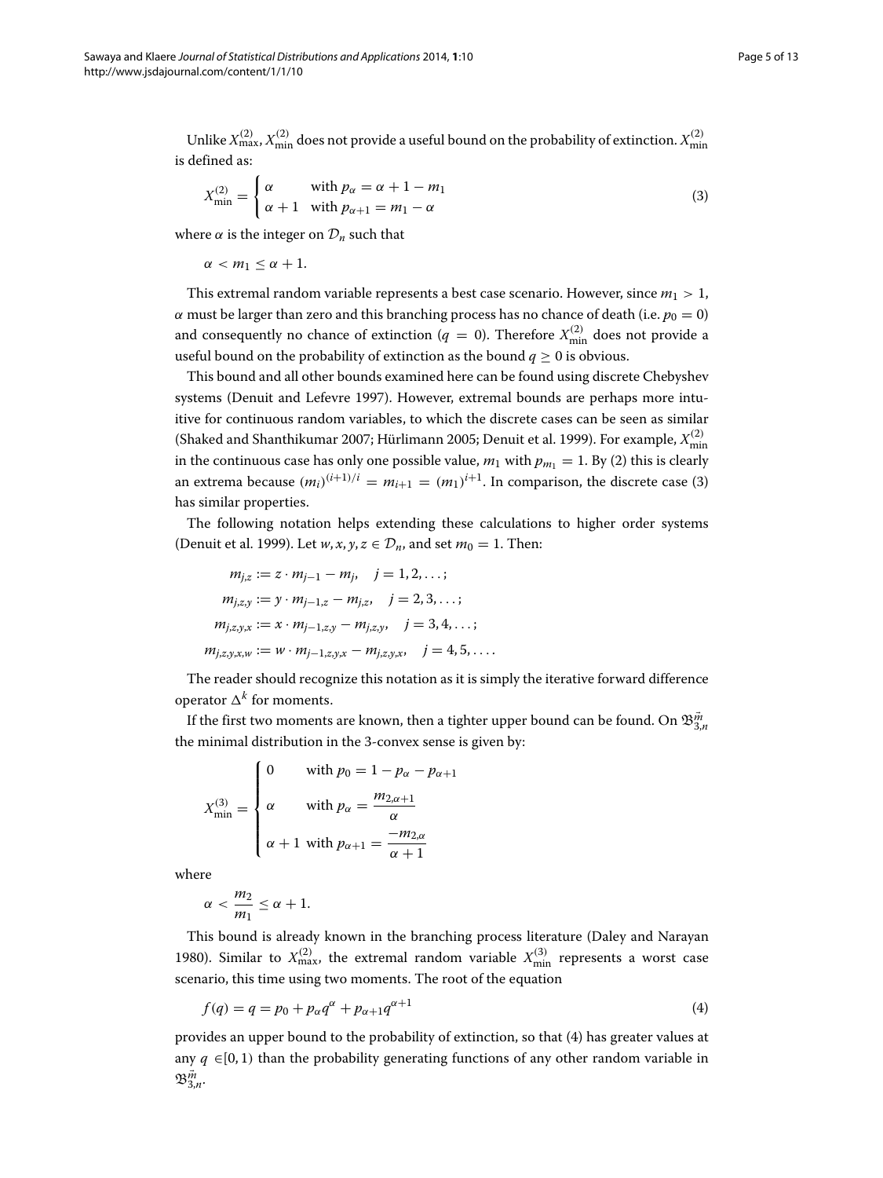Unlike $X_{\max}^{(2)}$, $X_{\min}^{(2)}$ does not provide a useful bound on the probability of extinction. $X_{\min}^{(2)}$ is defined as:

$$X_{\min}^{(2)} = \begin{cases} \alpha & \text{with } p_\alpha = \alpha + 1 - m_1 \\ \alpha + 1 & \text{with } p_{\alpha+1} = m_1 - \alpha \end{cases} \tag{3}$$

where $\alpha$ is the integer on $\mathcal{D}_n$ such that

$$\alpha < m_1 \leq \alpha + 1.$$

This extremal random variable represents a best case scenario. However, since $m_1 > 1$, $\alpha$ must be larger than zero and this branching process has no chance of death (i.e. $p_0 = 0$) and consequently no chance of extinction ($q = 0$). Therefore $X_{\min}^{(2)}$ does not provide a useful bound on the probability of extinction as the bound $q \geq 0$ is obvious.

This bound and all other bounds examined here can be found using discrete Chebyshev systems (Denuit and Lefevre 1997). However, extremal bounds are perhaps more intuitive for continuous random variables, to which the discrete cases can be seen as similar (Shaked and Shanthikumar 2007; Hürlimann 2005; Denuit et al. 1999). For example, $X_{\min}^{(2)}$ in the continuous case has only one possible value, $m_1$ with $p_{m_1} = 1$. By (2) this is clearly an extrema because $(m_i)^{(i+1)/i} = m_{i+1} = (m_1)^{i+1}$. In comparison, the discrete case (3) has similar properties.

The following notation helps extending these calculations to higher order systems (Denuit et al. 1999). Let $w, x, y, z \in \mathcal{D}_n$, and set $m_0 = 1$. Then:

$$\begin{aligned} m_{j,z} &:= z \cdot m_{j-1} - m_j, \quad j = 1, 2, \ldots; \\ m_{j,z,y} &:= y \cdot m_{j-1,z} - m_{j,z}, \quad j = 2, 3, \ldots; \\ m_{j,z,y,x} &:= x \cdot m_{j-1,z,y} - m_{j,z,y}, \quad j = 3, 4, \ldots; \\ m_{j,z,y,x,w} &:= w \cdot m_{j-1,z,y,x} - m_{j,z,y,x}, \quad j = 4, 5, \ldots. \end{aligned}$$

The reader should recognize this notation as it is simply the iterative forward difference operator $\Delta^k$ for moments.

If the first two moments are known, then a tighter upper bound can be found. On $\mathfrak{B}_{3,n}^{\vec{m}}$ the minimal distribution in the 3-convex sense is given by:

$$X_{\min}^{(3)} = \begin{cases} 0 & \text{with } p_0 = 1 - p_\alpha - p_{\alpha+1} \\ \alpha & \text{with } p_\alpha = \dfrac{m_{2,\alpha+1}}{\alpha} \\ \alpha + 1 & \text{with } p_{\alpha+1} = \dfrac{-m_{2,\alpha}}{\alpha + 1} \end{cases}$$

where

$$\alpha < \frac{m_2}{m_1} \leq \alpha + 1.$$

This bound is already known in the branching process literature (Daley and Narayan 1980). Similar to $X_{\max}^{(2)}$, the extremal random variable $X_{\min}^{(3)}$ represents a worst case scenario, this time using two moments. The root of the equation

$$f(q) = q = p_0 + p_\alpha q^\alpha + p_{\alpha+1} q^{\alpha+1} \tag{4}$$

provides an upper bound to the probability of extinction, so that (4) has greater values at any $q \in [0, 1)$ than the probability generating functions of any other random variable in $\mathfrak{B}_{3,n}^{\vec{m}}$.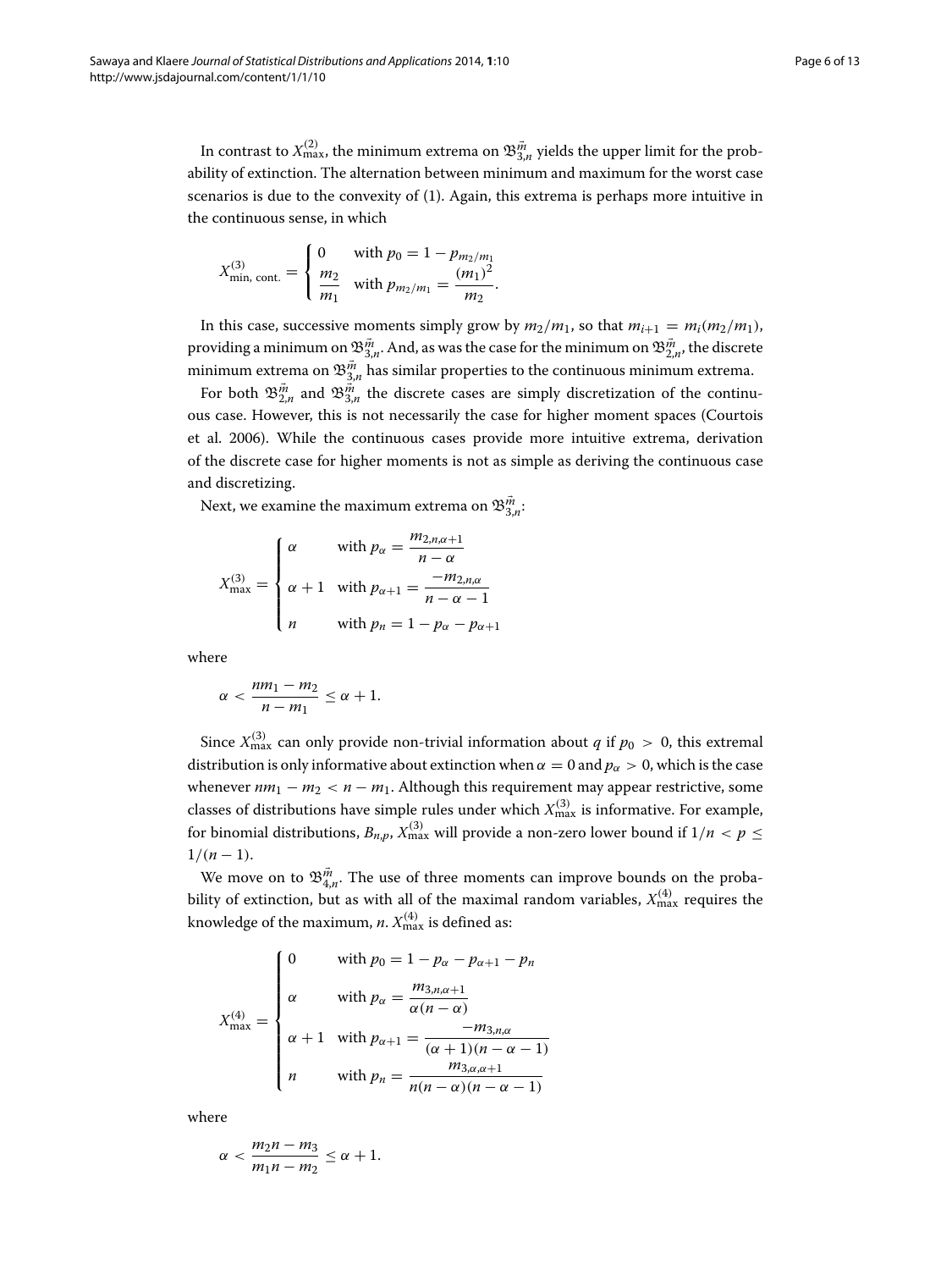In contrast to $X^{(2)}_{\max}$, the minimum extrema on $\mathfrak{B}^{\vec{m}}_{3,n}$ yields the upper limit for the probability of extinction. The alternation between minimum and maximum for the worst case scenarios is due to the convexity of (1). Again, this extrema is perhaps more intuitive in the continuous sense, in which

$$X^{(3)}_{\text{min, cont.}} = \begin{cases} 0 & \text{with } p_0 = 1 - p_{m_2/m_1} \\ \dfrac{m_2}{m_1} & \text{with } p_{m_2/m_1} = \dfrac{(m_1)^2}{m_2}. \end{cases}$$

In this case, successive moments simply grow by $m_2/m_1$, so that $m_{i+1} = m_i(m_2/m_1)$, providing a minimum on $\mathfrak{B}^{\vec{m}}_{3,n}$. And, as was the case for the minimum on $\mathfrak{B}^{\vec{m}}_{2,n}$, the discrete minimum extrema on $\mathfrak{B}^{\vec{m}}_{3,n}$ has similar properties to the continuous minimum extrema.

For both $\mathfrak{B}^{\vec{m}}_{2,n}$ and $\mathfrak{B}^{\vec{m}}_{3,n}$ the discrete cases are simply discretization of the continuous case. However, this is not necessarily the case for higher moment spaces (Courtois et al. 2006). While the continuous cases provide more intuitive extrema, derivation of the discrete case for higher moments is not as simple as deriving the continuous case and discretizing.

Next, we examine the maximum extrema on $\mathfrak{B}^{\vec{m}}_{3,n}$:

$$X^{(3)}_{\max} = \begin{cases} \alpha & \text{with } p_\alpha = \dfrac{m_{2,n,\alpha+1}}{n-\alpha} \\ \alpha+1 & \text{with } p_{\alpha+1} = \dfrac{-m_{2,n,\alpha}}{n-\alpha-1} \\ n & \text{with } p_n = 1 - p_\alpha - p_{\alpha+1} \end{cases}$$

where

$$\alpha < \frac{nm_1 - m_2}{n - m_1} \leq \alpha + 1.$$

Since $X^{(3)}_{\max}$ can only provide non-trivial information about $q$ if $p_0 > 0$, this extremal distribution is only informative about extinction when $\alpha = 0$ and $p_\alpha > 0$, which is the case whenever $nm_1 - m_2 < n - m_1$. Although this requirement may appear restrictive, some classes of distributions have simple rules under which $X^{(3)}_{\max}$ is informative. For example, for binomial distributions, $B_{n,p}$, $X^{(3)}_{\max}$ will provide a non-zero lower bound if $1/n < p \leq 1/(n-1)$.

We move on to $\mathfrak{B}^{\vec{m}}_{4,n}$. The use of three moments can improve bounds on the probability of extinction, but as with all of the maximal random variables, $X^{(4)}_{\max}$ requires the knowledge of the maximum, $n$. $X^{(4)}_{\max}$ is defined as:

$$X^{(4)}_{\max} = \begin{cases} 0 & \text{with } p_0 = 1 - p_\alpha - p_{\alpha+1} - p_n \\ \alpha & \text{with } p_\alpha = \dfrac{m_{3,n,\alpha+1}}{\alpha(n-\alpha)} \\ \alpha+1 & \text{with } p_{\alpha+1} = \dfrac{-m_{3,n,\alpha}}{(\alpha+1)(n-\alpha-1)} \\ n & \text{with } p_n = \dfrac{m_{3,\alpha,\alpha+1}}{n(n-\alpha)(n-\alpha-1)} \end{cases}$$

where

$$\alpha < \frac{m_2 n - m_3}{m_1 n - m_2} \leq \alpha + 1.$$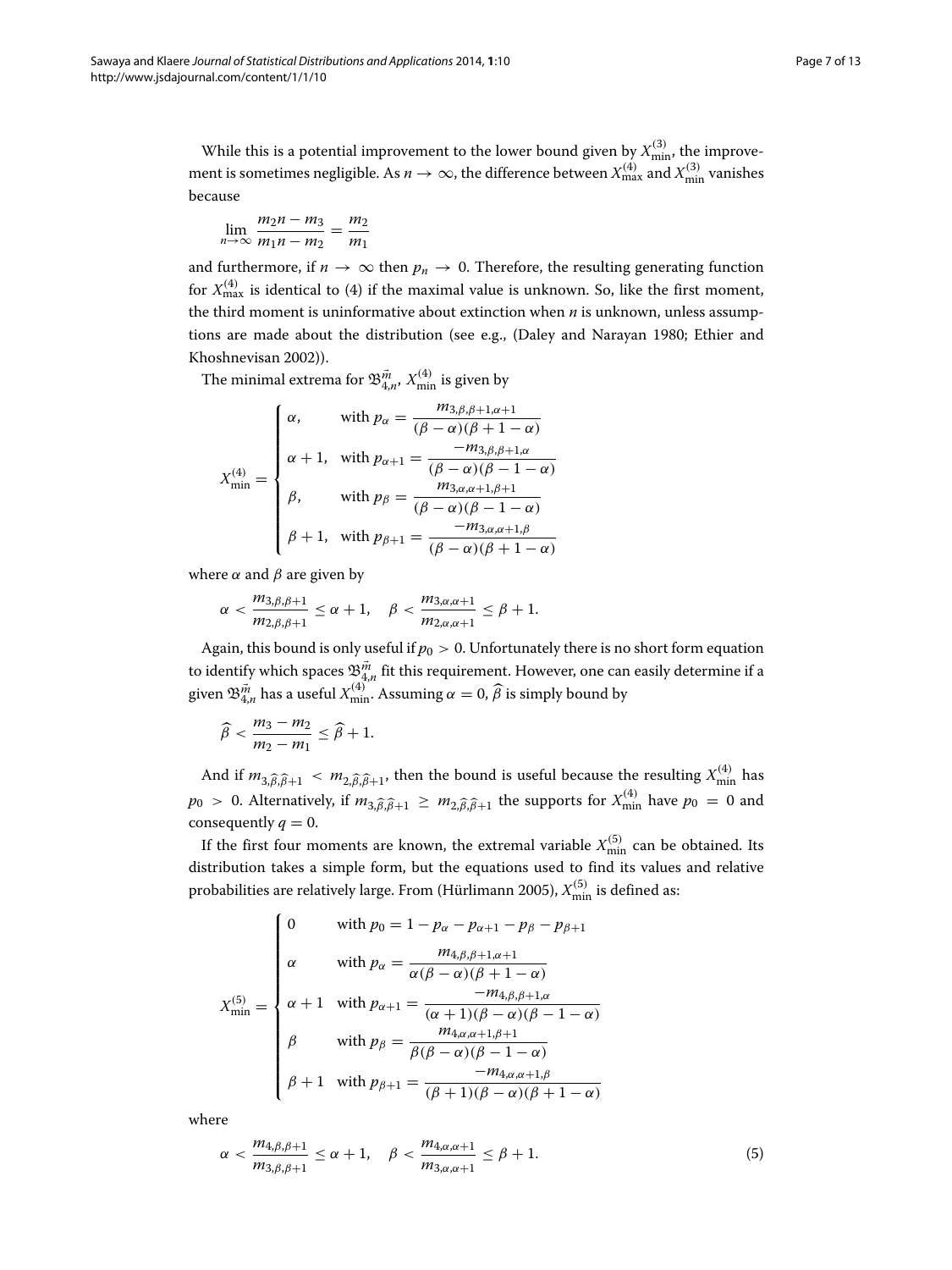While this is a potential improvement to the lower bound given by $X_{\min}^{(3)}$, the improvement is sometimes negligible. As $n \to \infty$, the difference between $X_{\max}^{(4)}$ and $X_{\min}^{(3)}$ vanishes because

$$\lim_{n\to\infty} \frac{m_2 n - m_3}{m_1 n - m_2} = \frac{m_2}{m_1}$$

and furthermore, if $n \to \infty$ then $p_n \to 0$. Therefore, the resulting generating function for $X_{\max}^{(4)}$ is identical to (4) if the maximal value is unknown. So, like the first moment, the third moment is uninformative about extinction when $n$ is unknown, unless assumptions are made about the distribution (see e.g., (Daley and Narayan 1980; Ethier and Khoshnevisan 2002)).

The minimal extrema for $\mathfrak{B}_{4,n}^{\vec{m}}$, $X_{\min}^{(4)}$ is given by

$$X_{\min}^{(4)} = \begin{cases} \alpha, & \text{with } p_\alpha = \dfrac{m_{3,\beta,\beta+1,\alpha+1}}{(\beta-\alpha)(\beta+1-\alpha)} \\ \alpha+1, & \text{with } p_{\alpha+1} = \dfrac{-m_{3,\beta,\beta+1,\alpha}}{(\beta-\alpha)(\beta-1-\alpha)} \\ \beta, & \text{with } p_\beta = \dfrac{m_{3,\alpha,\alpha+1,\beta+1}}{(\beta-\alpha)(\beta-1-\alpha)} \\ \beta+1, & \text{with } p_{\beta+1} = \dfrac{-m_{3,\alpha,\alpha+1,\beta}}{(\beta-\alpha)(\beta+1-\alpha)} \end{cases}$$

where $\alpha$ and $\beta$ are given by

$$\alpha < \frac{m_{3,\beta,\beta+1}}{m_{2,\beta,\beta+1}} \le \alpha+1, \quad \beta < \frac{m_{3,\alpha,\alpha+1}}{m_{2,\alpha,\alpha+1}} \le \beta+1.$$

Again, this bound is only useful if $p_0 > 0$. Unfortunately there is no short form equation to identify which spaces $\mathfrak{B}_{4,n}^{\vec{m}}$ fit this requirement. However, one can easily determine if a given $\mathfrak{B}_{4,n}^{\vec{m}}$ has a useful $X_{\min}^{(4)}$. Assuming $\alpha = 0$, $\widehat{\beta}$ is simply bound by

$$\widehat{\beta} < \frac{m_3 - m_2}{m_2 - m_1} \le \widehat{\beta} + 1.$$

And if $m_{3,\widehat{\beta},\widehat{\beta}+1} < m_{2,\widehat{\beta},\widehat{\beta}+1}$, then the bound is useful because the resulting $X_{\min}^{(4)}$ has $p_0 > 0$. Alternatively, if $m_{3,\widehat{\beta},\widehat{\beta}+1} \ge m_{2,\widehat{\beta},\widehat{\beta}+1}$ the supports for $X_{\min}^{(4)}$ have $p_0 = 0$ and consequently $q = 0$.

If the first four moments are known, the extremal variable $X_{\min}^{(5)}$ can be obtained. Its distribution takes a simple form, but the equations used to find its values and relative probabilities are relatively large. From (Hürlimann 2005), $X_{\min}^{(5)}$ is defined as:

$$X_{\min}^{(5)} = \begin{cases} 0 & \text{with } p_0 = 1 - p_\alpha - p_{\alpha+1} - p_\beta - p_{\beta+1} \\ \alpha & \text{with } p_\alpha = \dfrac{m_{4,\beta,\beta+1,\alpha+1}}{\alpha(\beta-\alpha)(\beta+1-\alpha)} \\ \alpha+1 & \text{with } p_{\alpha+1} = \dfrac{-m_{4,\beta,\beta+1,\alpha}}{(\alpha+1)(\beta-\alpha)(\beta-1-\alpha)} \\ \beta & \text{with } p_\beta = \dfrac{m_{4,\alpha,\alpha+1,\beta+1}}{\beta(\beta-\alpha)(\beta-1-\alpha)} \\ \beta+1 & \text{with } p_{\beta+1} = \dfrac{-m_{4,\alpha,\alpha+1,\beta}}{(\beta+1)(\beta-\alpha)(\beta+1-\alpha)} \end{cases}$$

where

$$\alpha < \frac{m_{4,\beta,\beta+1}}{m_{3,\beta,\beta+1}} \le \alpha+1, \quad \beta < \frac{m_{4,\alpha,\alpha+1}}{m_{3,\alpha,\alpha+1}} \le \beta+1. \tag{5}$$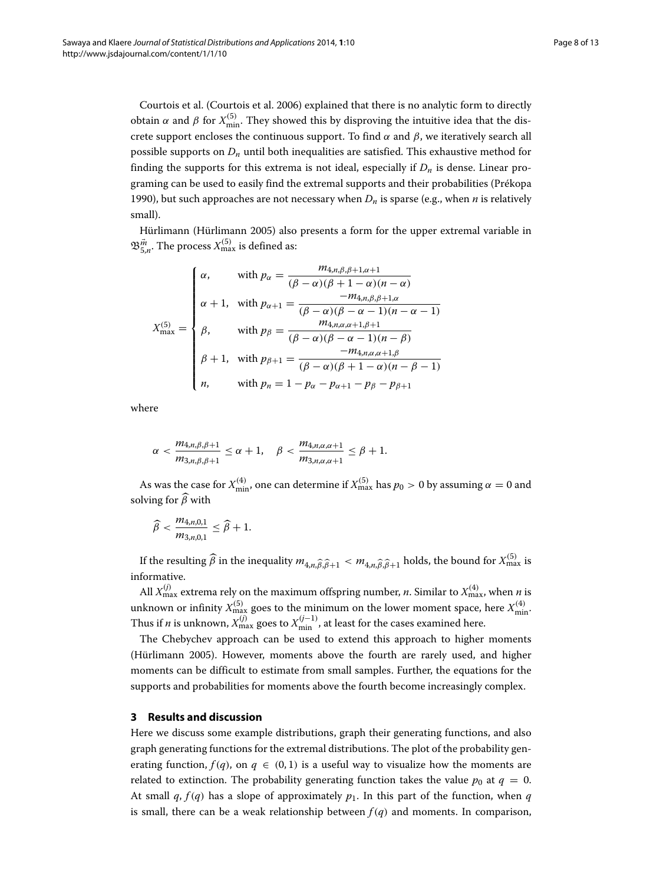Courtois et al. (Courtois et al. 2006) explained that there is no analytic form to directly obtain $\alpha$ and $\beta$ for $X_{\min}^{(5)}$. They showed this by disproving the intuitive idea that the discrete support encloses the continuous support. To find $\alpha$ and $\beta$, we iteratively search all possible supports on $D_n$ until both inequalities are satisfied. This exhaustive method for finding the supports for this extrema is not ideal, especially if $D_n$ is dense. Linear programing can be used to easily find the extremal supports and their probabilities (Prékopa 1990), but such approaches are not necessary when $D_n$ is sparse (e.g., when $n$ is relatively small).

Hürlimann (Hürlimann 2005) also presents a form for the upper extremal variable in $\mathfrak{B}_{5,n}^{\vec{m}}$. The process $X_{\max}^{(5)}$ is defined as:

$$
X_{\max}^{(5)} = \begin{cases} \alpha, & \text{with } p_{\alpha} = \dfrac{m_{4,n,\beta,\beta+1,\alpha+1}}{(\beta-\alpha)(\beta+1-\alpha)(n-\alpha)} \\ \alpha+1, & \text{with } p_{\alpha+1} = \dfrac{-m_{4,n,\beta,\beta+1,\alpha}}{(\beta-\alpha)(\beta-\alpha-1)(n-\alpha-1)} \\ \beta, & \text{with } p_{\beta} = \dfrac{m_{4,n,\alpha,\alpha+1,\beta+1}}{(\beta-\alpha)(\beta-\alpha-1)(n-\beta)} \\ \beta+1, & \text{with } p_{\beta+1} = \dfrac{-m_{4,n,\alpha,\alpha+1,\beta}}{(\beta-\alpha)(\beta+1-\alpha)(n-\beta-1)} \\ n, & \text{with } p_n = 1 - p_{\alpha} - p_{\alpha+1} - p_{\beta} - p_{\beta+1} \end{cases}
$$

where

$$
\alpha < \frac{m_{4,n,\beta,\beta+1}}{m_{3,n,\beta,\beta+1}} \leq \alpha + 1, \quad \beta < \frac{m_{4,n,\alpha,\alpha+1}}{m_{3,n,\alpha,\alpha+1}} \leq \beta + 1.
$$

As was the case for $X_{\min}^{(4)}$, one can determine if $X_{\max}^{(5)}$ has $p_0 > 0$ by assuming $\alpha = 0$ and solving for $\widehat{\beta}$ with

$$
\widehat{\beta} < \frac{m_{4,n,0,1}}{m_{3,n,0,1}} \leq \widehat{\beta} + 1.
$$

If the resulting $\widehat{\beta}$ in the inequality $m_{4,n,\widehat{\beta},\widehat{\beta}+1} < m_{4,n,\widehat{\beta},\widehat{\beta}+1}$ holds, the bound for $X_{\max}^{(5)}$ is informative.

All $X_{\max}^{(j)}$ extrema rely on the maximum offspring number, $n$. Similar to $X_{\max}^{(4)}$, when $n$ is unknown or infinity $X_{\max}^{(5)}$ goes to the minimum on the lower moment space, here $X_{\min}^{(4)}$. Thus if $n$ is unknown, $X_{\max}^{(j)}$ goes to $X_{\min}^{(j-1)}$, at least for the cases examined here.

The Chebychev approach can be used to extend this approach to higher moments (Hürlimann 2005). However, moments above the fourth are rarely used, and higher moments can be difficult to estimate from small samples. Further, the equations for the supports and probabilities for moments above the fourth become increasingly complex.

## 3 Results and discussion

Here we discuss some example distributions, graph their generating functions, and also graph generating functions for the extremal distributions. The plot of the probability generating function, $f(q)$, on $q \in (0, 1)$ is a useful way to visualize how the moments are related to extinction. The probability generating function takes the value $p_0$ at $q = 0$. At small $q$, $f(q)$ has a slope of approximately $p_1$. In this part of the function, when $q$ is small, there can be a weak relationship between $f(q)$ and moments. In comparison,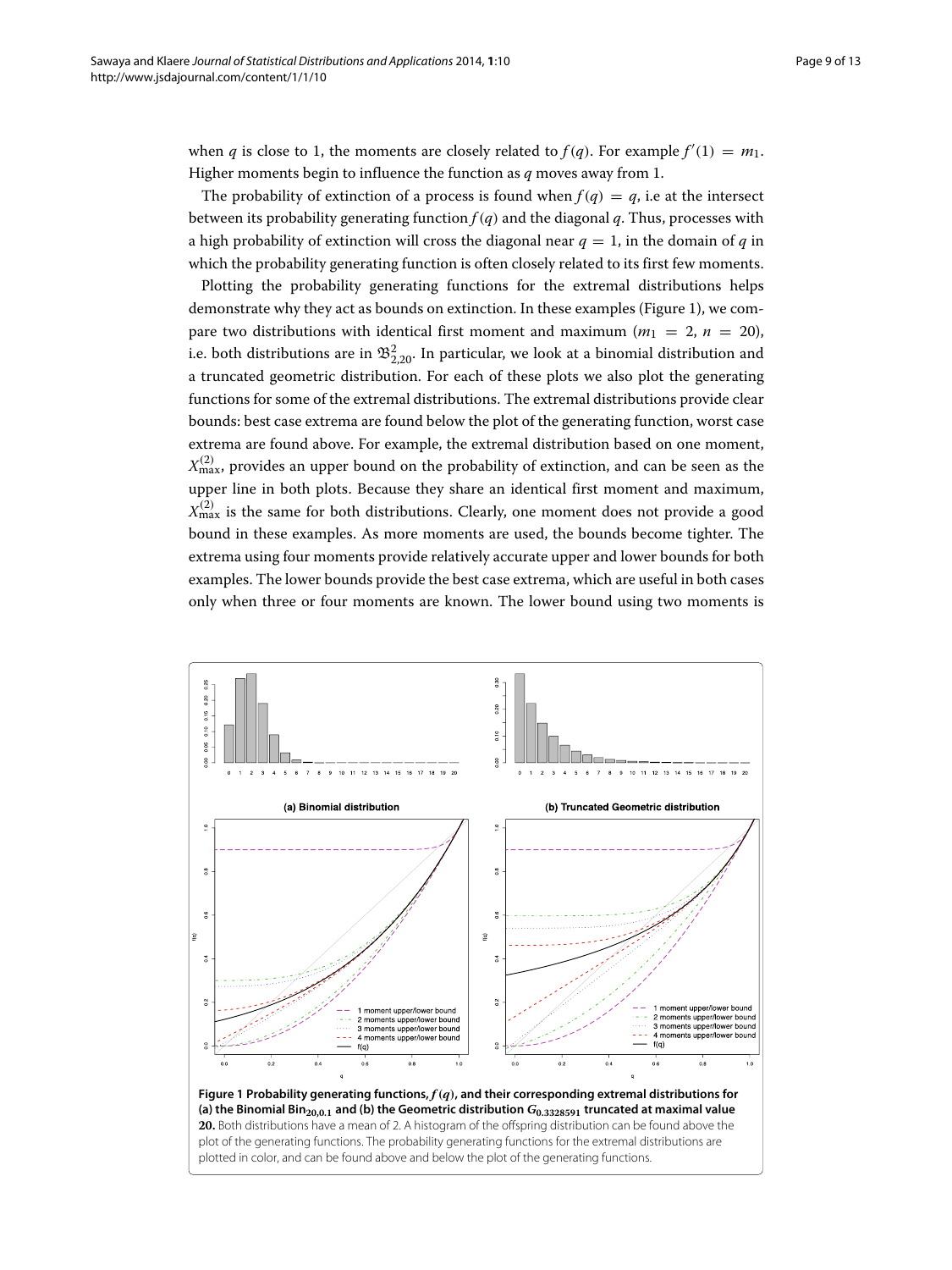when $q$ is close to 1, the moments are closely related to $f(q)$. For example $f'(1) = m_1$. Higher moments begin to influence the function as $q$ moves away from 1.

The probability of extinction of a process is found when $f(q) = q$, i.e at the intersect between its probability generating function $f(q)$ and the diagonal $q$. Thus, processes with a high probability of extinction will cross the diagonal near $q = 1$, in the domain of $q$ in which the probability generating function is often closely related to its first few moments.

Plotting the probability generating functions for the extremal distributions helps demonstrate why they act as bounds on extinction. In these examples (Figure 1), we compare two distributions with identical first moment and maximum ($m_1 = 2$, $n = 20$), i.e. both distributions are in $\mathfrak{B}^2_{2,20}$. In particular, we look at a binomial distribution and a truncated geometric distribution. For each of these plots we also plot the generating functions for some of the extremal distributions. The extremal distributions provide clear bounds: best case extrema are found below the plot of the generating function, worst case extrema are found above. For example, the extremal distribution based on one moment, $X^{(2)}_{\max}$, provides an upper bound on the probability of extinction, and can be seen as the upper line in both plots. Because they share an identical first moment and maximum, $X^{(2)}_{\max}$ is the same for both distributions. Clearly, one moment does not provide a good bound in these examples. As more moments are used, the bounds become tighter. The extrema using four moments provide relatively accurate upper and lower bounds for both examples. The lower bounds provide the best case extrema, which are useful in both cases only when three or four moments are known. The lower bound using two moments is

**Figure 1 Probability generating functions, $f(q)$, and their corresponding extremal distributions for (a) the Binomial $\mathrm{Bin}_{20,0.1}$ and (b) the Geometric distribution $G_{0.3328591}$ truncated at maximal value 20.** Both distributions have a mean of 2. A histogram of the offspring distribution can be found above the plot of the generating functions. The probability generating functions for the extremal distributions are plotted in color, and can be found above and below the plot of the generating functions.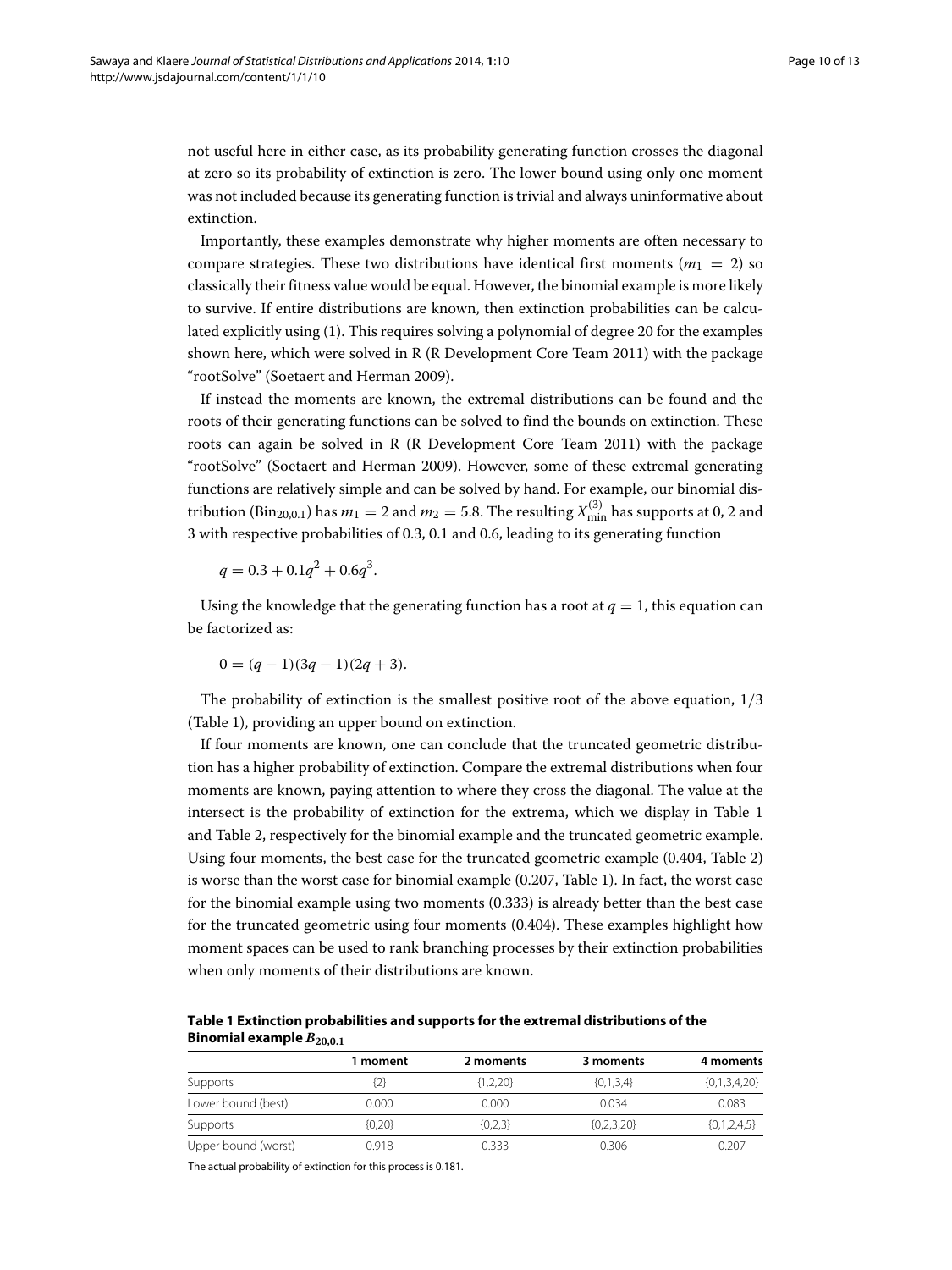not useful here in either case, as its probability generating function crosses the diagonal at zero so its probability of extinction is zero. The lower bound using only one moment was not included because its generating function is trivial and always uninformative about extinction.

Importantly, these examples demonstrate why higher moments are often necessary to compare strategies. These two distributions have identical first moments ($m_1 = 2$) so classically their fitness value would be equal. However, the binomial example is more likely to survive. If entire distributions are known, then extinction probabilities can be calculated explicitly using (1). This requires solving a polynomial of degree 20 for the examples shown here, which were solved in R (R Development Core Team 2011) with the package "rootSolve" (Soetaert and Herman 2009).

If instead the moments are known, the extremal distributions can be found and the roots of their generating functions can be solved to find the bounds on extinction. These roots can again be solved in R (R Development Core Team 2011) with the package "rootSolve" (Soetaert and Herman 2009). However, some of these extremal generating functions are relatively simple and can be solved by hand. For example, our binomial distribution ($\text{Bin}_{20,0.1}$) has $m_1 = 2$ and $m_2 = 5.8$. The resulting $X_{\min}^{(3)}$ has supports at 0, 2 and 3 with respective probabilities of 0.3, 0.1 and 0.6, leading to its generating function

$$q = 0.3 + 0.1q^2 + 0.6q^3.$$

Using the knowledge that the generating function has a root at $q = 1$, this equation can be factorized as:

$$0 = (q - 1)(3q - 1)(2q + 3).$$

The probability of extinction is the smallest positive root of the above equation, $1/3$ (Table 1), providing an upper bound on extinction.

If four moments are known, one can conclude that the truncated geometric distribution has a higher probability of extinction. Compare the extremal distributions when four moments are known, paying attention to where they cross the diagonal. The value at the intersect is the probability of extinction for the extrema, which we display in Table 1 and Table 2, respectively for the binomial example and the truncated geometric example. Using four moments, the best case for the truncated geometric example (0.404, Table 2) is worse than the worst case for binomial example (0.207, Table 1). In fact, the worst case for the binomial example using two moments (0.333) is already better than the best case for the truncated geometric using four moments (0.404). These examples highlight how moment spaces can be used to rank branching processes by their extinction probabilities when only moments of their distributions are known.

**Table 1 Extinction probabilities and supports for the extremal distributions of the Binomial example $B_{20,0.1}$**

| | 1 moment | 2 moments | 3 moments | 4 moments |
|---|---|---|---|---|
| Supports | {2} | {1,2,20} | {0,1,3,4} | {0,1,3,4,20} |
| Lower bound (best) | 0.000 | 0.000 | 0.034 | 0.083 |
| Supports | {0,20} | {0,2,3} | {0,2,3,20} | {0,1,2,4,5} |
| Upper bound (worst) | 0.918 | 0.333 | 0.306 | 0.207 |

The actual probability of extinction for this process is 0.181.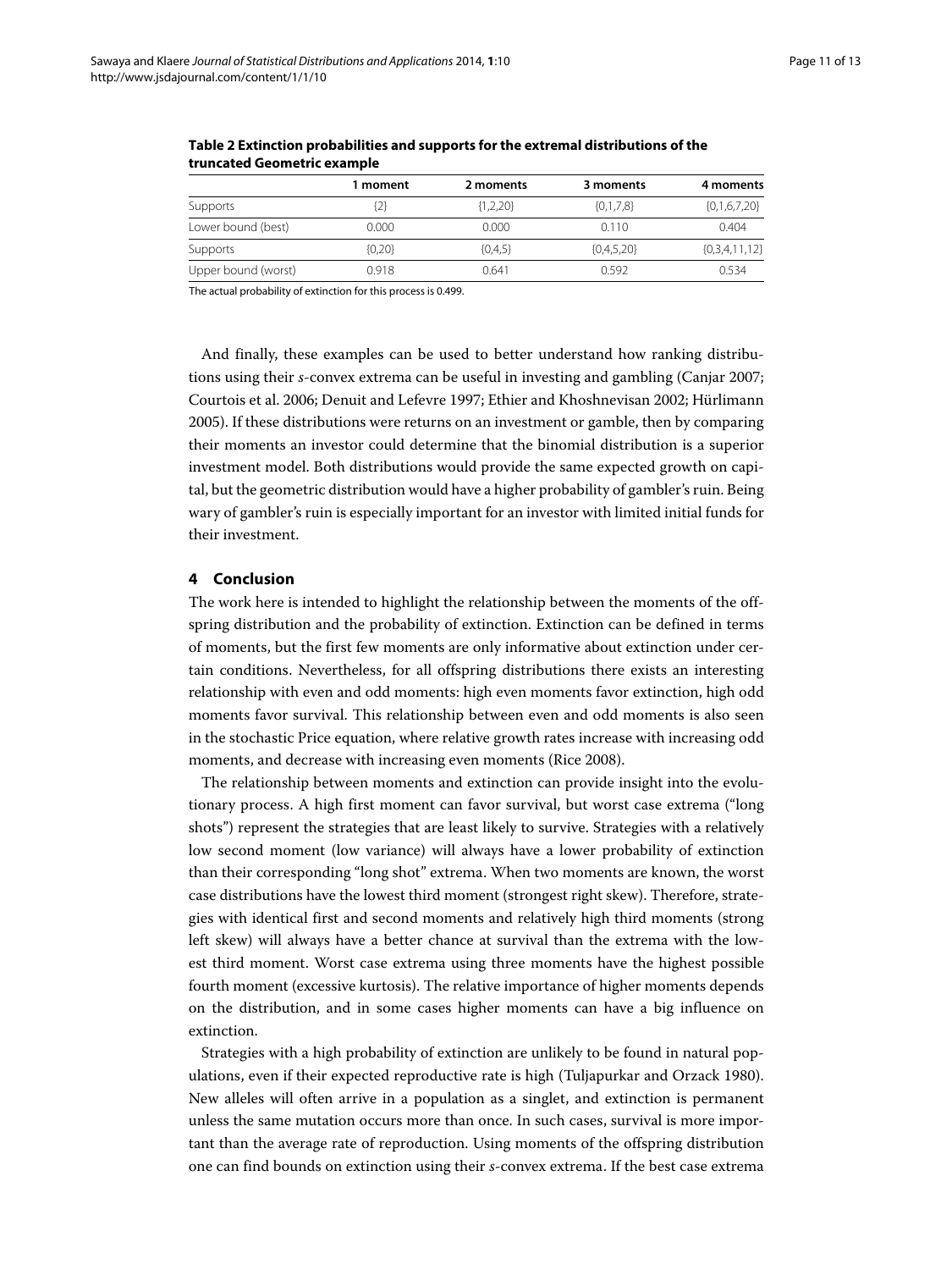**Table 2 Extinction probabilities and supports for the extremal distributions of the truncated Geometric example**

| | 1 moment | 2 moments | 3 moments | 4 moments |
|---|---|---|---|---|
| Supports | {2} | {1,2,20} | {0,1,7,8} | {0,1,6,7,20} |
| Lower bound (best) | 0.000 | 0.000 | 0.110 | 0.404 |
| Supports | {0,20} | {0,4,5} | {0,4,5,20} | {0,3,4,11,12} |
| Upper bound (worst) | 0.918 | 0.641 | 0.592 | 0.534 |

The actual probability of extinction for this process is 0.499.

And finally, these examples can be used to better understand how ranking distributions using their *s*-convex extrema can be useful in investing and gambling (Canjar 2007; Courtois et al. 2006; Denuit and Lefevre 1997; Ethier and Khoshnevisan 2002; Hürlimann 2005). If these distributions were returns on an investment or gamble, then by comparing their moments an investor could determine that the binomial distribution is a superior investment model. Both distributions would provide the same expected growth on capital, but the geometric distribution would have a higher probability of gambler's ruin. Being wary of gambler's ruin is especially important for an investor with limited initial funds for their investment.

## 4 Conclusion

The work here is intended to highlight the relationship between the moments of the offspring distribution and the probability of extinction. Extinction can be defined in terms of moments, but the first few moments are only informative about extinction under certain conditions. Nevertheless, for all offspring distributions there exists an interesting relationship with even and odd moments: high even moments favor extinction, high odd moments favor survival. This relationship between even and odd moments is also seen in the stochastic Price equation, where relative growth rates increase with increasing odd moments, and decrease with increasing even moments (Rice 2008).

The relationship between moments and extinction can provide insight into the evolutionary process. A high first moment can favor survival, but worst case extrema ("long shots") represent the strategies that are least likely to survive. Strategies with a relatively low second moment (low variance) will always have a lower probability of extinction than their corresponding "long shot" extrema. When two moments are known, the worst case distributions have the lowest third moment (strongest right skew). Therefore, strategies with identical first and second moments and relatively high third moments (strong left skew) will always have a better chance at survival than the extrema with the lowest third moment. Worst case extrema using three moments have the highest possible fourth moment (excessive kurtosis). The relative importance of higher moments depends on the distribution, and in some cases higher moments can have a big influence on extinction.

Strategies with a high probability of extinction are unlikely to be found in natural populations, even if their expected reproductive rate is high (Tuljapurkar and Orzack 1980). New alleles will often arrive in a population as a singlet, and extinction is permanent unless the same mutation occurs more than once. In such cases, survival is more important than the average rate of reproduction. Using moments of the offspring distribution one can find bounds on extinction using their *s*-convex extrema. If the best case extrema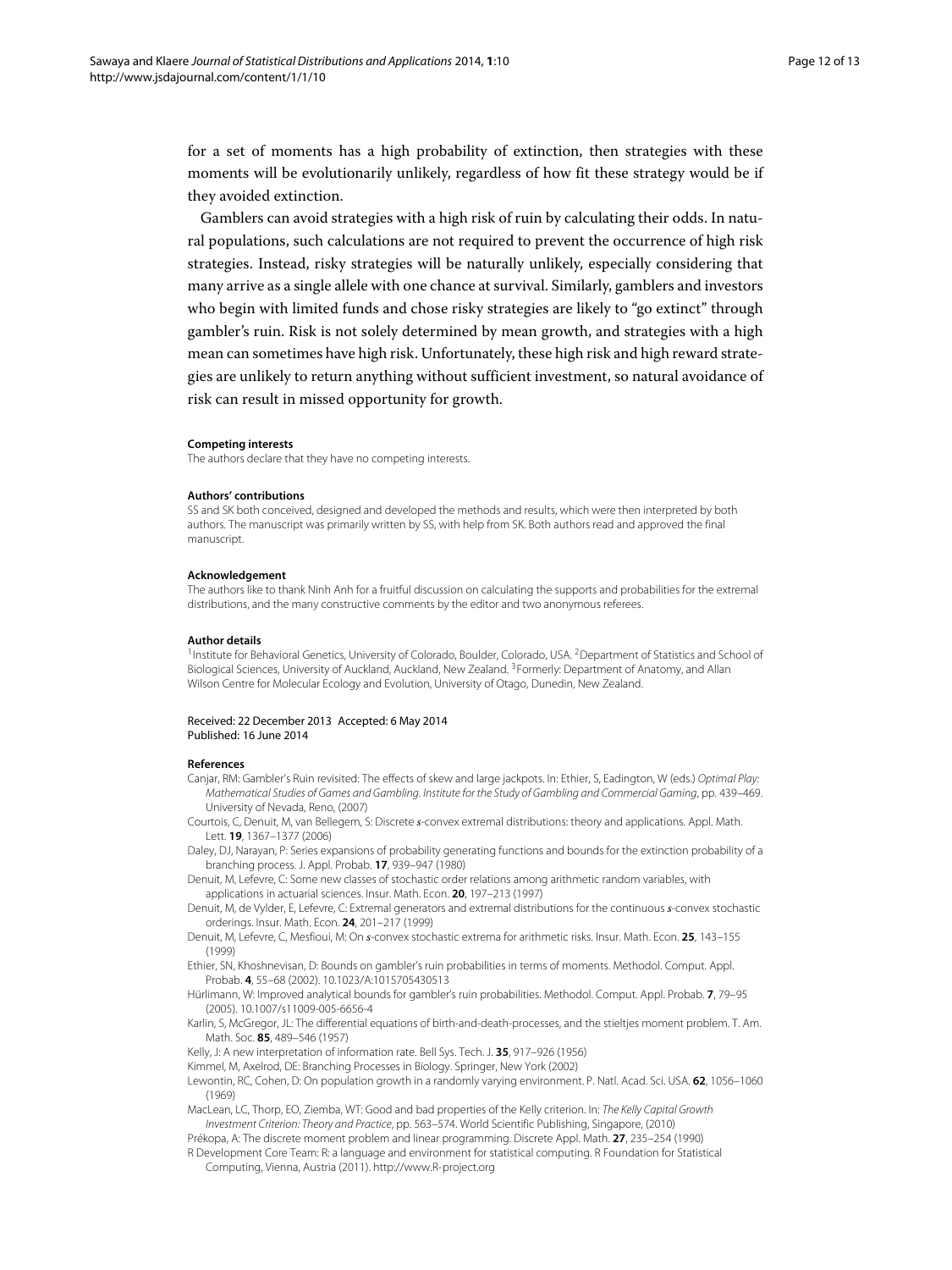for a set of moments has a high probability of extinction, then strategies with these moments will be evolutionarily unlikely, regardless of how fit these strategy would be if they avoided extinction.

Gamblers can avoid strategies with a high risk of ruin by calculating their odds. In natural populations, such calculations are not required to prevent the occurrence of high risk strategies. Instead, risky strategies will be naturally unlikely, especially considering that many arrive as a single allele with one chance at survival. Similarly, gamblers and investors who begin with limited funds and chose risky strategies are likely to "go extinct" through gambler's ruin. Risk is not solely determined by mean growth, and strategies with a high mean can sometimes have high risk. Unfortunately, these high risk and high reward strategies are unlikely to return anything without sufficient investment, so natural avoidance of risk can result in missed opportunity for growth.

#### Competing interests

The authors declare that they have no competing interests.

#### Authors' contributions

SS and SK both conceived, designed and developed the methods and results, which were then interpreted by both authors. The manuscript was primarily written by SS, with help from SK. Both authors read and approved the final manuscript.

#### Acknowledgement

The authors like to thank Ninh Anh for a fruitful discussion on calculating the supports and probabilities for the extremal distributions, and the many constructive comments by the editor and two anonymous referees.

#### Author details

[1]Institute for Behavioral Genetics, University of Colorado, Boulder, Colorado, USA. [2]Department of Statistics and School of Biological Sciences, University of Auckland, Auckland, New Zealand. [3]Formerly: Department of Anatomy, and Allan Wilson Centre for Molecular Ecology and Evolution, University of Otago, Dunedin, New Zealand.

Received: 22 December 2013 Accepted: 6 May 2014
Published: 16 June 2014

#### References

Canjar, RM: Gambler's Ruin revisited: The effects of skew and large jackpots. In: Ethier, S, Eadington, W (eds.) *Optimal Play: Mathematical Studies of Games and Gambling. Institute for the Study of Gambling and Commercial Gaming*, pp. 439–469. University of Nevada, Reno, (2007)

Courtois, C, Denuit, M, van Bellegem, S: Discrete *s*-convex extremal distributions: theory and applications. Appl. Math. Lett. **19**, 1367–1377 (2006)

Daley, DJ, Narayan, P: Series expansions of probability generating functions and bounds for the extinction probability of a branching process. J. Appl. Probab. **17**, 939–947 (1980)

Denuit, M, Lefevre, C: Some new classes of stochastic order relations among arithmetic random variables, with applications in actuarial sciences. Insur. Math. Econ. **20**, 197–213 (1997)

Denuit, M, de Vylder, E, Lefevre, C: Extremal generators and extremal distributions for the continuous *s*-convex stochastic orderings. Insur. Math. Econ. **24**, 201–217 (1999)

Denuit, M, Lefevre, C, Mesfioui, M: On *s*-convex stochastic extrema for arithmetic risks. Insur. Math. Econ. **25**, 143–155 (1999)

Ethier, SN, Khoshnevisan, D: Bounds on gambler's ruin probabilities in terms of moments. Methodol. Comput. Appl. Probab. **4**, 55–68 (2002). 10.1023/A:1015705430513

Hürlimann, W: Improved analytical bounds for gambler's ruin probabilities. Methodol. Comput. Appl. Probab. **7**, 79–95 (2005). 10.1007/s11009-005-6656-4

Karlin, S, McGregor, JL: The differential equations of birth-and-death-processes, and the stieltjes moment problem. T. Am. Math. Soc. **85**, 489–546 (1957)

Kelly, J: A new interpretation of information rate. Bell Sys. Tech. J. **35**, 917–926 (1956)

Kimmel, M, Axelrod, DE: Branching Processes in Biology. Springer, New York (2002)

Lewontin, RC, Cohen, D: On population growth in a randomly varying environment. P. Natl. Acad. Sci. USA. **62**, 1056–1060 (1969)

MacLean, LC, Thorp, EO, Ziemba, WT: Good and bad properties of the Kelly criterion. In: *The Kelly Capital Growth Investment Criterion: Theory and Practice*, pp. 563–574. World Scientific Publishing, Singapore, (2010)

Prékopa, A: The discrete moment problem and linear programming. Discrete Appl. Math. **27**, 235–254 (1990)

R Development Core Team: R: a language and environment for statistical computing. R Foundation for Statistical Computing, Vienna, Austria (2011). http://www.R-project.org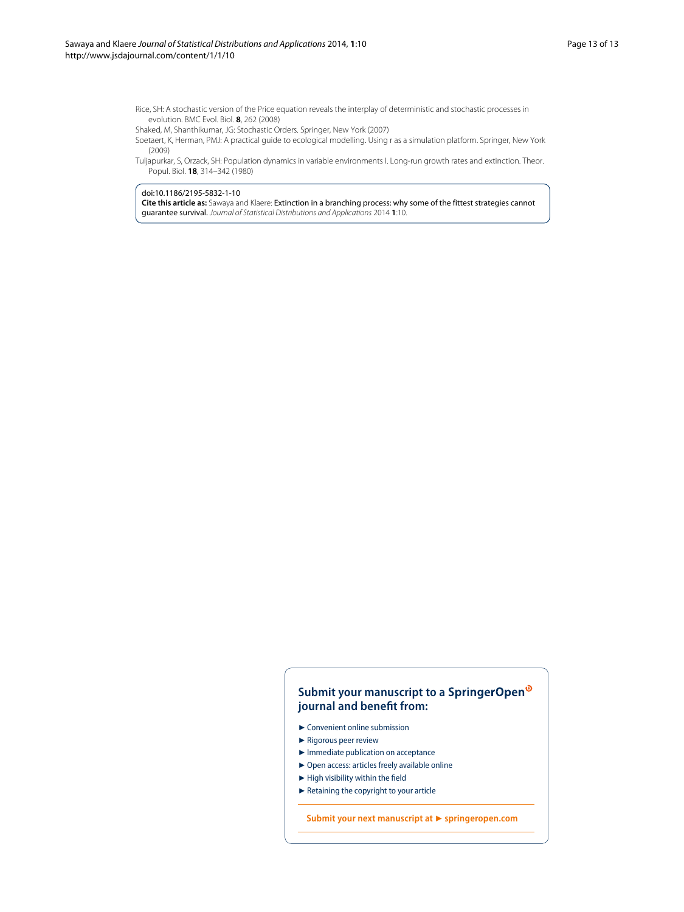Rice, SH: A stochastic version of the Price equation reveals the interplay of deterministic and stochastic processes in evolution. BMC Evol. Biol. **8**, 262 (2008)

Shaked, M, Shanthikumar, JG: Stochastic Orders. Springer, New York (2007)

Soetaert, K, Herman, PMJ: A practical guide to ecological modelling. Using r as a simulation platform. Springer, New York (2009)

Tuljapurkar, S, Orzack, SH: Population dynamics in variable environments I. Long-run growth rates and extinction. Theor. Popul. Biol. **18**, 314–342 (1980)

doi:10.1186/2195-5832-1-10

**Cite this article as:** Sawaya and Klaere: Extinction in a branching process: why some of the fittest strategies cannot guarantee survival. *Journal of Statistical Distributions and Applications* 2014 **1**:10.

**Submit your manuscript to a SpringerOpen journal and benefit from:**

- ► Convenient online submission
- ► Rigorous peer review
- ► Immediate publication on acceptance
- ► Open access: articles freely available online
- ► High visibility within the field
- ► Retaining the copyright to your article

**Submit your next manuscript at ► springeropen.com**